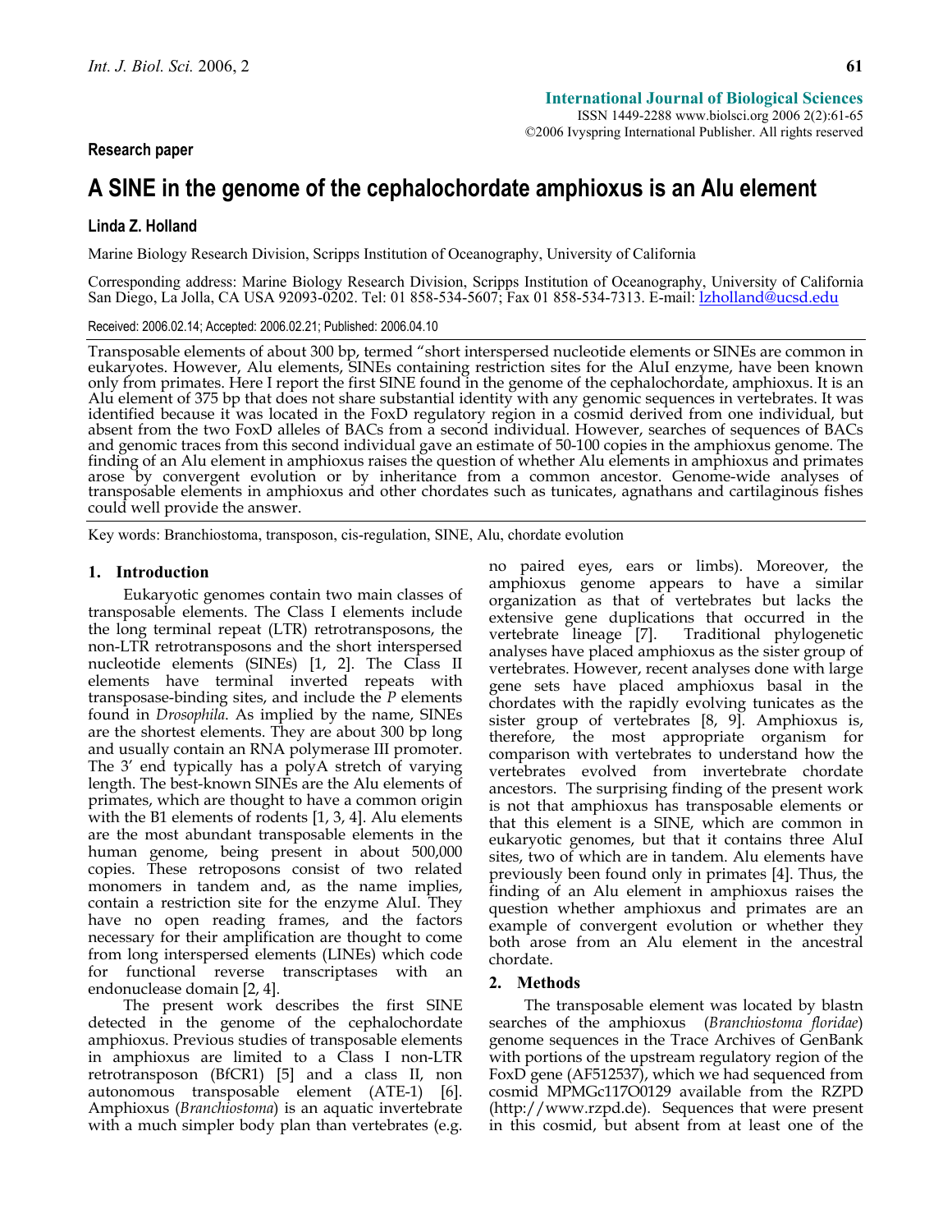**Research paper**

# A SINE in the genome of the cephalochordate amphioxus is an Alu element

**Linda Z. Holland**

Marine Biology Research Division, Scripps Institution of Oceanography, University of California

Corresponding address: Marine Biology Research Division, Scripps Institution of Oceanography, University of California San Diego, La Jolla, CA USA 92093-0202. Tel: 01 858-534-5607; Fax 01 858-534-7313. E-mail: lzholland@ucsd.edu

Received: 2006.02.14; Accepted: 2006.02.21; Published: 2006.04.10

Transposable elements of about 300 bp, termed "short interspersed nucleotide elements or SINEs are common in eukaryotes. However, Alu elements, SINEs containing restriction sites for the AluI enzyme, have been known only from primates. Here I report the first SINE found in the genome of the cephalochordate, amphioxus. It is an Alu element of 375 bp that does not share substantial identity with any genomic sequences in vertebrates. It was identified because it was located in the FoxD regulatory region in a cosmid derived from one individual, but absent from the two FoxD alleles of BACs from a second individual. However, searches of sequences of BACs and genomic traces from this second individual gave an estimate of 50-100 copies in the amphioxus genome. The finding of an Alu element in amphioxus raises the question of whether Alu elements in amphioxus and primates arose by convergent evolution or by inheritance from a common ancestor. Genome-wide analyses of transposable elements in amphioxus and other chordates such as tunicates, agnathans and cartilaginous fishes could well provide the answer.

Key words: Branchiostoma, transposon, cis-regulation, SINE, Alu, chordate evolution

## 1. Introduction

Eukaryotic genomes contain two main classes of transposable elements. The Class I elements include the long terminal repeat (LTR) retrotransposons, the non-LTR retrotransposons and the short interspersed nucleotide elements (SINEs) [1, 2]. The Class II elements have terminal inverted repeats with transposase-binding sites, and include the *P* elements found in *Drosophila*. As implied by the name, SINEs are the shortest elements. They are about 300 bp long and usually contain an RNA polymerase III promoter. The 3' end typically has a polyA stretch of varying length. The best-known SINEs are the Alu elements of primates, which are thought to have a common origin with the B1 elements of rodents [1, 3, 4]. Alu elements are the most abundant transposable elements in the human genome, being present in about 500,000 copies. These retroposons consist of two related monomers in tandem and, as the name implies, contain a restriction site for the enzyme AluI. They have no open reading frames, and the factors necessary for their amplification are thought to come from long interspersed elements (LINEs) which code for functional reverse transcriptases with an endonuclease domain [2, 4].

The present work describes the first SINE detected in the genome of the cephalochordate amphioxus. Previous studies of transposable elements in amphioxus are limited to a Class I non-LTR retrotransposon (BfCR1) [5] and a class II, non autonomous transposable element (ATE-1) [6]. Amphioxus (*Branchiostoma*) is an aquatic invertebrate with a much simpler body plan than vertebrates (e.g. no paired eyes, ears or limbs). Moreover, the amphioxus genome appears to have a similar organization as that of vertebrates but lacks the extensive gene duplications that occurred in the vertebrate lineage [7]. Traditional phylogenetic analyses have placed amphioxus as the sister group of vertebrates. However, recent analyses done with large gene sets have placed amphioxus basal in the chordates with the rapidly evolving tunicates as the sister group of vertebrates [8, 9]. Amphioxus is, therefore, the most appropriate organism for comparison with vertebrates to understand how the vertebrates evolved from invertebrate chordate ancestors. The surprising finding of the present work is not that amphioxus has transposable elements or that this element is a SINE, which are common in eukaryotic genomes, but that it contains three AluI sites, two of which are in tandem. Alu elements have previously been found only in primates [4]. Thus, the finding of an Alu element in amphioxus raises the question whether amphioxus and primates are an example of convergent evolution or whether they both arose from an Alu element in the ancestral chordate.

## 2. Methods

The transposable element was located by blastn searches of the amphioxus (*Branchiostoma floridae*) genome sequences in the Trace Archives of GenBank with portions of the upstream regulatory region of the FoxD gene (AF512537), which we had sequenced from cosmid MPMGc117O0129 available from the RZPD (http://www.rzpd.de). Sequences that were present in this cosmid, but absent from at least one of the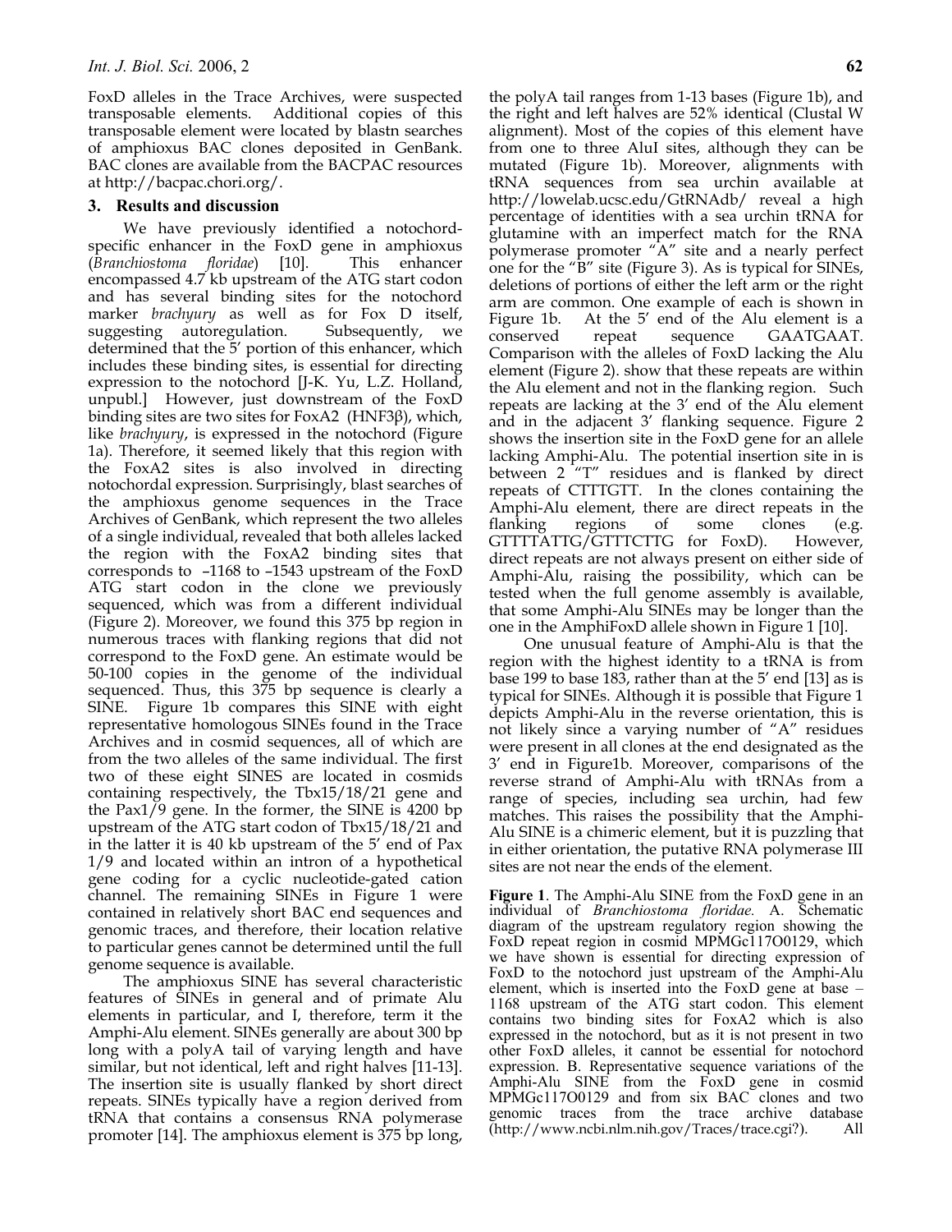FoxD alleles in the Trace Archives, were suspected transposable elements. Additional copies of this transposable element were located by blastn searches of amphioxus BAC clones deposited in GenBank. BAC clones are available from the BACPAC resources at http://bacpac.chori.org/.

## 3. Results and discussion

We have previously identified a notochord-specific enhancer in the FoxD gene in amphioxus (*Branchiostoma floridae*) [10]. This enhancer encompassed 4.7 kb upstream of the ATG start codon and has several binding sites for the notochord marker *brachyury* as well as for Fox D itself, suggesting autoregulation. Subsequently, we determined that the 5′ portion of this enhancer, which includes these binding sites, is essential for directing expression to the notochord [J-K. Yu, L.Z. Holland, unpubl.] However, just downstream of the FoxD binding sites are two sites for FoxA2 (HNF3β), which, like *brachyury*, is expressed in the notochord (Figure 1a). Therefore, it seemed likely that this region with the FoxA2 sites is also involved in directing notochordal expression. Surprisingly, blast searches of the amphioxus genome sequences in the Trace Archives of GenBank, which represent the two alleles of a single individual, revealed that both alleles lacked the region with the FoxA2 binding sites that corresponds to –1168 to –1543 upstream of the FoxD ATG start codon in the clone we previously sequenced, which was from a different individual (Figure 2). Moreover, we found this 375 bp region in numerous traces with flanking regions that did not correspond to the FoxD gene. An estimate would be 50-100 copies in the genome of the individual sequenced. Thus, this 375 bp sequence is clearly a SINE. Figure 1b compares this SINE with eight representative homologous SINEs found in the Trace Archives and in cosmid sequences, all of which are from the two alleles of the same individual. The first two of these eight SINES are located in cosmids containing respectively, the Tbx15/18/21 gene and the Pax1/9 gene. In the former, the SINE is 4200 bp upstream of the ATG start codon of Tbx15/18/21 and in the latter it is 40 kb upstream of the 5′ end of Pax 1/9 and located within an intron of a hypothetical gene coding for a cyclic nucleotide-gated cation channel. The remaining SINEs in Figure 1 were contained in relatively short BAC end sequences and genomic traces, and therefore, their location relative to particular genes cannot be determined until the full genome sequence is available.

The amphioxus SINE has several characteristic features of SINEs in general and of primate Alu elements in particular, and I, therefore, term it the Amphi-Alu element. SINEs generally are about 300 bp long with a polyA tail of varying length and have similar, but not identical, left and right halves [11-13]. The insertion site is usually flanked by short direct repeats. SINEs typically have a region derived from tRNA that contains a consensus RNA polymerase promoter [14]. The amphioxus element is 375 bp long, the polyA tail ranges from 1-13 bases (Figure 1b), and the right and left halves are 52% identical (Clustal W alignment). Most of the copies of this element have from one to three AluI sites, although they can be mutated (Figure 1b). Moreover, alignments with tRNA sequences from sea urchin available at http://lowelab.ucsc.edu/GtRNAdb/ reveal a high percentage of identities with a sea urchin tRNA for glutamine with an imperfect match for the RNA polymerase promoter "A" site and a nearly perfect one for the "B" site (Figure 3). As is typical for SINEs, deletions of portions of either the left arm or the right arm are common. One example of each is shown in Figure 1b. At the 5′ end of the Alu element is a conserved repeat sequence GAATGAAT. Comparison with the alleles of FoxD lacking the Alu element (Figure 2). show that these repeats are within the Alu element and not in the flanking region. Such repeats are lacking at the 3′ end of the Alu element and in the adjacent 3′ flanking sequence. Figure 2 shows the insertion site in the FoxD gene for an allele lacking Amphi-Alu. The potential insertion site in is between 2 "T" residues and is flanked by direct repeats of CTTTGTT. In the clones containing the Amphi-Alu element, there are direct repeats in the flanking regions of some clones (e.g. GTTTTATTG/GTTTCTTG for FoxD). However, direct repeats are not always present on either side of Amphi-Alu, raising the possibility, which can be tested when the full genome assembly is available, that some Amphi-Alu SINEs may be longer than the one in the AmphiFoxD allele shown in Figure 1 [10].

One unusual feature of Amphi-Alu is that the region with the highest identity to a tRNA is from base 199 to base 183, rather than at the 5′ end [13] as is typical for SINEs. Although it is possible that Figure 1 depicts Amphi-Alu in the reverse orientation, this is not likely since a varying number of "A" residues were present in all clones at the end designated as the 3′ end in Figure1b. Moreover, comparisons of the reverse strand of Amphi-Alu with tRNAs from a range of species, including sea urchin, had few matches. This raises the possibility that the Amphi-Alu SINE is a chimeric element, but it is puzzling that in either orientation, the putative RNA polymerase III sites are not near the ends of the element.

**Figure 1**. The Amphi-Alu SINE from the FoxD gene in an individual of *Branchiostoma floridae.* A. Schematic diagram of the upstream regulatory region showing the FoxD repeat region in cosmid MPMGc117O0129, which we have shown is essential for directing expression of FoxD to the notochord just upstream of the Amphi-Alu element, which is inserted into the FoxD gene at base –1168 upstream of the ATG start codon. This element contains two binding sites for FoxA2 which is also expressed in the notochord, but as it is not present in two other FoxD alleles, it cannot be essential for notochord expression. B. Representative sequence variations of the Amphi-Alu SINE from the FoxD gene in cosmid MPMGc117O0129 and from six BAC clones and two genomic traces from the trace archive database (http://www.ncbi.nlm.nih.gov/Traces/trace.cgi?). All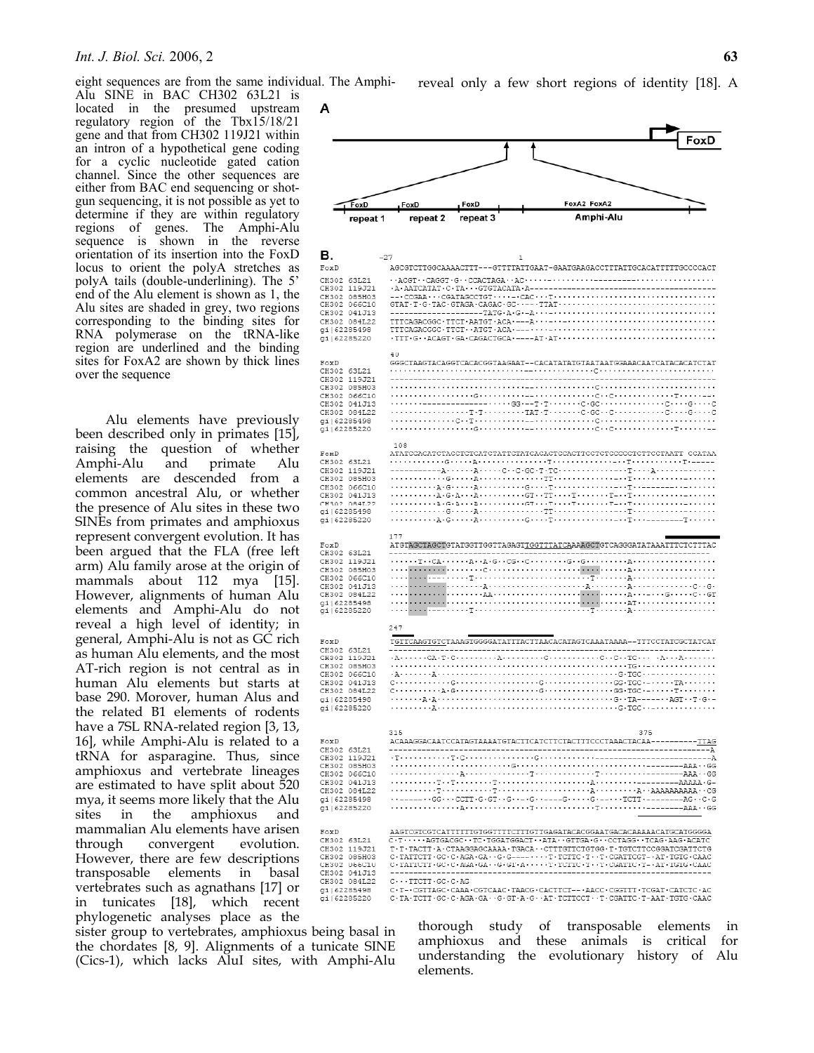eight sequences are from the same individual. The Amphi-Alu SINE in BAC CH302 63L21 is located in the presumed upstream regulatory region of the Tbx15/18/21 gene and that from CH302 119J21 within an intron of a hypothetical gene coding for a cyclic nucleotide gated cation channel. Since the other sequences are either from BAC end sequencing or shotgun sequencing, it is not possible as yet to determine if they are within regulatory regions of genes. The Amphi-Alu sequence is shown in the reverse orientation of its insertion into the FoxD locus to orient the polyA stretches as polyA tails (double-underlining). The 5' end of the Alu element is shown as 1, the Alu sites are shaded in grey, two regions corresponding to the binding sites for RNA polymerase on the tRNA-like region are underlined and the binding sites for FoxA2 are shown by thick lines over the sequence

A

FoxD

FoxD repeat 1 | FoxD repeat 2 | FoxD repeat 3 | FoxA2 FoxA2 Amphi-Alu

B.

Alu elements have previously been described only in primates [15], raising the question of whether Amphi-Alu and primate Alu elements are descended from a common ancestral Alu, or whether the presence of Alu sites in these two SINEs from primates and amphioxus represent convergent evolution. It has been argued that the FLA (free left arm) Alu family arose at the origin of mammals about 112 mya [15]. However, alignments of human Alu elements and Amphi-Alu do not reveal a high level of identity; in general, Amphi-Alu is not as GC rich as human Alu elements, and the most AT-rich region is not central as in human Alu elements but starts at base 290. Morover, human Alus and the related B1 elements of rodents have a 7SL RNA-related region [3, 13, 16], while Amphi-Alu is related to a tRNA for asparagine. Thus, since amphioxus and vertebrate lineages are estimated to have split about 520 mya, it seems more likely that the Alu sites in the amphioxus and mammalian Alu elements have arisen through convergent evolution. However, there are few descriptions transposable elements in basal vertebrates such as agnathans [17] or in tunicates [18], which recent phylogenetic analyses place as the sister group to vertebrates, amphioxus being basal in the chordates [8, 9]. Alignments of a tunicate SINE (Cics-1), which lacks AluI sites, with Amphi-Alu reveal only a few short regions of identity [18]. A thorough study of transposable elements in amphioxus and these animals is critical for understanding the evolutionary history of Alu elements.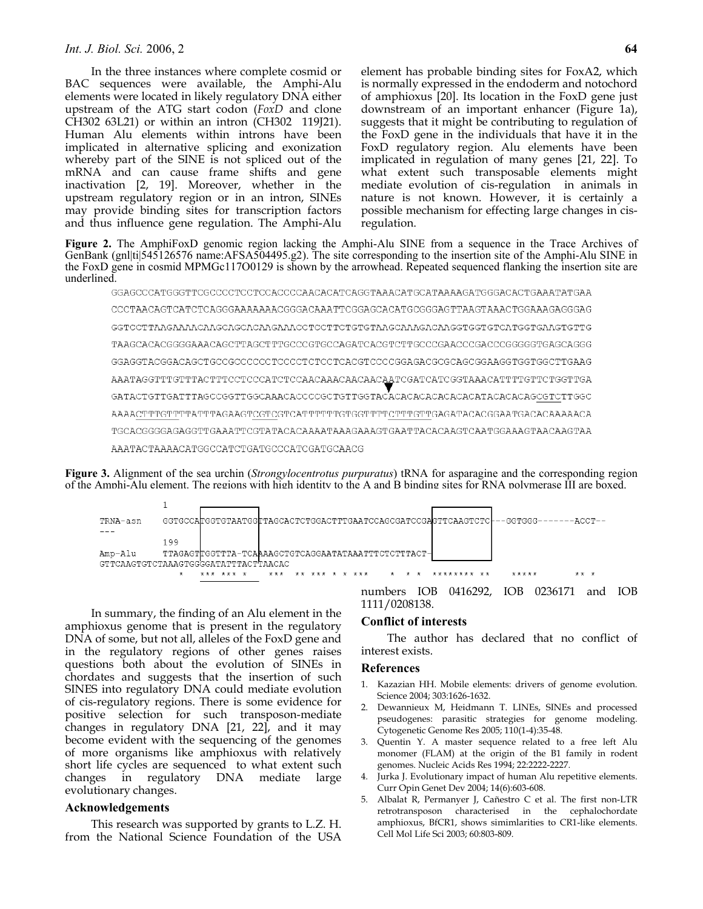In the three instances where complete cosmid or BAC sequences were available, the Amphi-Alu elements were located in likely regulatory DNA either upstream of the ATG start codon (*FoxD* and clone CH302 63L21) or within an intron (CH302 119J21). Human Alu elements within introns have been implicated in alternative splicing and exonization whereby part of the SINE is not spliced out of the mRNA and can cause frame shifts and gene inactivation [2, 19]. Moreover, whether in the upstream regulatory region or in an intron, SINEs may provide binding sites for transcription factors and thus influence gene regulation. The Amphi-Alu element has probable binding sites for FoxA2, which is normally expressed in the endoderm and notochord of amphioxus [20]. Its location in the FoxD gene just downstream of an important enhancer (Figure 1a), suggests that it might be contributing to regulation of the FoxD gene in the individuals that have it in the FoxD regulatory region. Alu elements have been implicated in regulation of many genes [21, 22]. To what extent such transposable elements might mediate evolution of cis-regulation in animals in nature is not known. However, it is certainly a possible mechanism for effecting large changes in cis-regulation.

**Figure 2.** The AmphiFoxD genomic region lacking the Amphi-Alu SINE from a sequence in the Trace Archives of GenBank (gnl|ti|545126576 name:AFSA504495.g2). The site corresponding to the insertion site of the Amphi-Alu SINE in the FoxD gene in cosmid MPMGc117O0129 is shown by the arrowhead. Repeated sequenced flanking the insertion site are underlined.

```
GGAGCCCATGGGTTCGCCCCTCCTCCACCCCAACACATCAGGTAAACATGCATAAAAGATGGGACACTGAAATATGAA
CCCTAACAGTCATCTCAGGGAAAAAAACGGGACAAATTCGGAGCACATGCGGGAGTTAAGTAAACTGGAAAGAGGGAG
GGTCCTTAAGAAAACAAGCAGCACAAGAAACCTCCTTCTGTGTAAGCAAAGACAAGGTGGTGTCATGGTGAAGTGTTG
TAAGCACACGGGGAAACAGCTTAGCTTTGCCCGTGCCAGATCACGTCTTGCCCGAACCCGACCCGGGGGTGAGCAGGG
GGAGGTACGGACAGCTGCCGCCCCCCTCCCCTCTCCTCACGTCCCCGGAGACGCGCAGCGGAAGGTGGTGGCTTGAAG
AAATAGGTTTGTTTACTTTCCTCCCATCTCCAACAAACAACAACAATCGATCATCGGTAAACATTTTGTTCTGGTTGA
GATACTGTTGATTTAGCCGGTTGGCAAACACCCCGCTGTTGGTACACACACACACACACATACACACAGCGTCTTGGC
AAAACTTTGTTTTATTTAGAAGTCGTCGTCATTTTTTGTGGTTTTCTTTGTTGAGATACACGGAATGACACAAAAACA
TGCACGGGGAGAGGTTGAAATTCGTATACACAAAATAAAGAAAGTGAATTACACAAGTCAATGGAAAGTAACAAGTAA
AAATACTAAAACATGGCCATCTGATGCCCATCGATGCAACG
```

**Figure 3.** Alignment of the sea urchin (*Strongylocentrotus purpuratus*) tRNA for asparagine and the corresponding region of the Amphi-Alu element. The regions with high identity to the A and B binding sites for RNA polymerase III are boxed.

```
         1
TRNA-asn GGTGCCATGGTGTAATGGTTAGCACTCTGGACTTTGAATCCAGCGATCCGAGTTCAAGTCTC---GGTGGG-------ACCT--
---
         199
Amp-Alu  TTAGAGTTGGTTTA-TCAAAAGCTGTCAGGAATATAAATTTCTCTTTACT-
GTTCAAGTGTCTAAAGTGGGGATATTTACTTAACAC
              *  *** *** *    ***  ** *** * * ***    *  *  *  ******** **    *****       ** *
```

In summary, the finding of an Alu element in the amphioxus genome that is present in the regulatory DNA of some, but not all, alleles of the FoxD gene and in the regulatory regions of other genes raises questions both about the evolution of SINEs in chordates and suggests that the insertion of such SINES into regulatory DNA could mediate evolution of cis-regulatory regions. There is some evidence for positive selection for such transposon-mediate changes in regulatory DNA [21, 22], and it may become evident with the sequencing of the genomes of more organisms like amphioxus with relatively short life cycles are sequenced to what extent such changes in regulatory DNA mediate large evolutionary changes.

## Acknowledgements

This research was supported by grants to L.Z. H. from the National Science Foundation of the USA numbers IOB 0416292, IOB 0236171 and IOB 1111/0208138.

## Conflict of interests

The author has declared that no conflict of interest exists.

## References

1. Kazazian HH. Mobile elements: drivers of genome evolution. Science 2004; 303:1626-1632.
2. Dewannieux M, Heidmann T. LINEs, SINEs and processed pseudogenes: parasitic strategies for genome modeling. Cytogenetic Genome Res 2005; 110(1-4):35-48.
3. Quentin Y. A master sequence related to a free left Alu monomer (FLAM) at the origin of the B1 family in rodent genomes. Nucleic Acids Res 1994; 22:2222-2227.
4. Jurka J. Evolutionary impact of human Alu repetitive elements. Curr Opin Genet Dev 2004; 14(6):603-608.
5. Albalat R, Permanyer J, Cañestro C et al. The first non-LTR retrotransposon characterised in the cephalochordate amphioxus, BfCR1, shows simimlarities to CR1-like elements. Cell Mol Life Sci 2003; 60:803-809.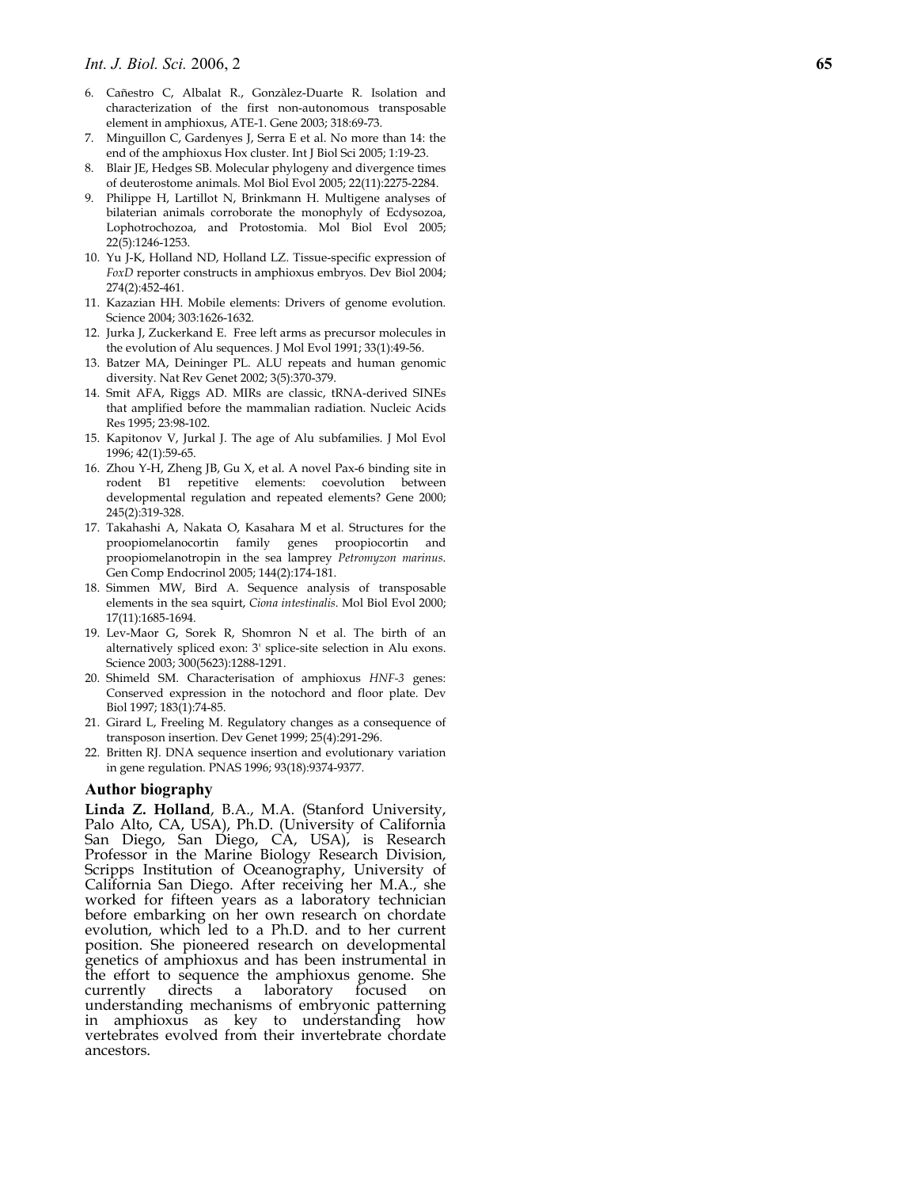6. Cañestro C, Albalat R., Gonzàlez-Duarte R. Isolation and characterization of the first non-autonomous transposable element in amphioxus, ATE-1. Gene 2003; 318:69-73.
7. Minguillon C, Gardenyes J, Serra E et al. No more than 14: the end of the amphioxus Hox cluster. Int J Biol Sci 2005; 1:19-23.
8. Blair JE, Hedges SB. Molecular phylogeny and divergence times of deuterostome animals. Mol Biol Evol 2005; 22(11):2275-2284.
9. Philippe H, Lartillot N, Brinkmann H. Multigene analyses of bilaterian animals corroborate the monophyly of Ecdysozoa, Lophotrochozoa, and Protostomia. Mol Biol Evol 2005; 22(5):1246-1253.
10. Yu J-K, Holland ND, Holland LZ. Tissue-specific expression of *FoxD* reporter constructs in amphioxus embryos. Dev Biol 2004; 274(2):452-461.
11. Kazazian HH. Mobile elements: Drivers of genome evolution. Science 2004; 303:1626-1632.
12. Jurka J, Zuckerkand E. Free left arms as precursor molecules in the evolution of Alu sequences. J Mol Evol 1991; 33(1):49-56.
13. Batzer MA, Deininger PL. ALU repeats and human genomic diversity. Nat Rev Genet 2002; 3(5):370-379.
14. Smit AFA, Riggs AD. MIRs are classic, tRNA-derived SINEs that amplified before the mammalian radiation. Nucleic Acids Res 1995; 23:98-102.
15. Kapitonov V, Jurkal J. The age of Alu subfamilies. J Mol Evol 1996; 42(1):59-65.
16. Zhou Y-H, Zheng JB, Gu X, et al. A novel Pax-6 binding site in rodent B1 repetitive elements: coevolution between developmental regulation and repeated elements? Gene 2000; 245(2):319-328.
17. Takahashi A, Nakata O, Kasahara M et al. Structures for the proopiomelanocortin family genes proopiocortin and proopiomelanotropin in the sea lamprey *Petromyzon marinus*. Gen Comp Endocrinol 2005; 144(2):174-181.
18. Simmen MW, Bird A. Sequence analysis of transposable elements in the sea squirt, *Ciona intestinalis*. Mol Biol Evol 2000; 17(11):1685-1694.
19. Lev-Maor G, Sorek R, Shomron N et al. The birth of an alternatively spliced exon: 3' splice-site selection in Alu exons. Science 2003; 300(5623):1288-1291.
20. Shimeld SM. Characterisation of amphioxus *HNF-3* genes: Conserved expression in the notochord and floor plate. Dev Biol 1997; 183(1):74-85.
21. Girard L, Freeling M. Regulatory changes as a consequence of transposon insertion. Dev Genet 1999; 25(4):291-296.
22. Britten RJ. DNA sequence insertion and evolutionary variation in gene regulation. PNAS 1996; 93(18):9374-9377.

### Author biography

**Linda Z. Holland**, B.A., M.A. (Stanford University, Palo Alto, CA, USA), Ph.D. (University of California San Diego, San Diego, CA, USA), is Research Professor in the Marine Biology Research Division, Scripps Institution of Oceanography, University of California San Diego. After receiving her M.A., she worked for fifteen years as a laboratory technician before embarking on her own research on chordate evolution, which led to a Ph.D. and to her current position. She pioneered research on developmental genetics of amphioxus and has been instrumental in the effort to sequence the amphioxus genome. She currently directs a laboratory focused on understanding mechanisms of embryonic patterning in amphioxus as key to understanding how vertebrates evolved from their invertebrate chordate ancestors.